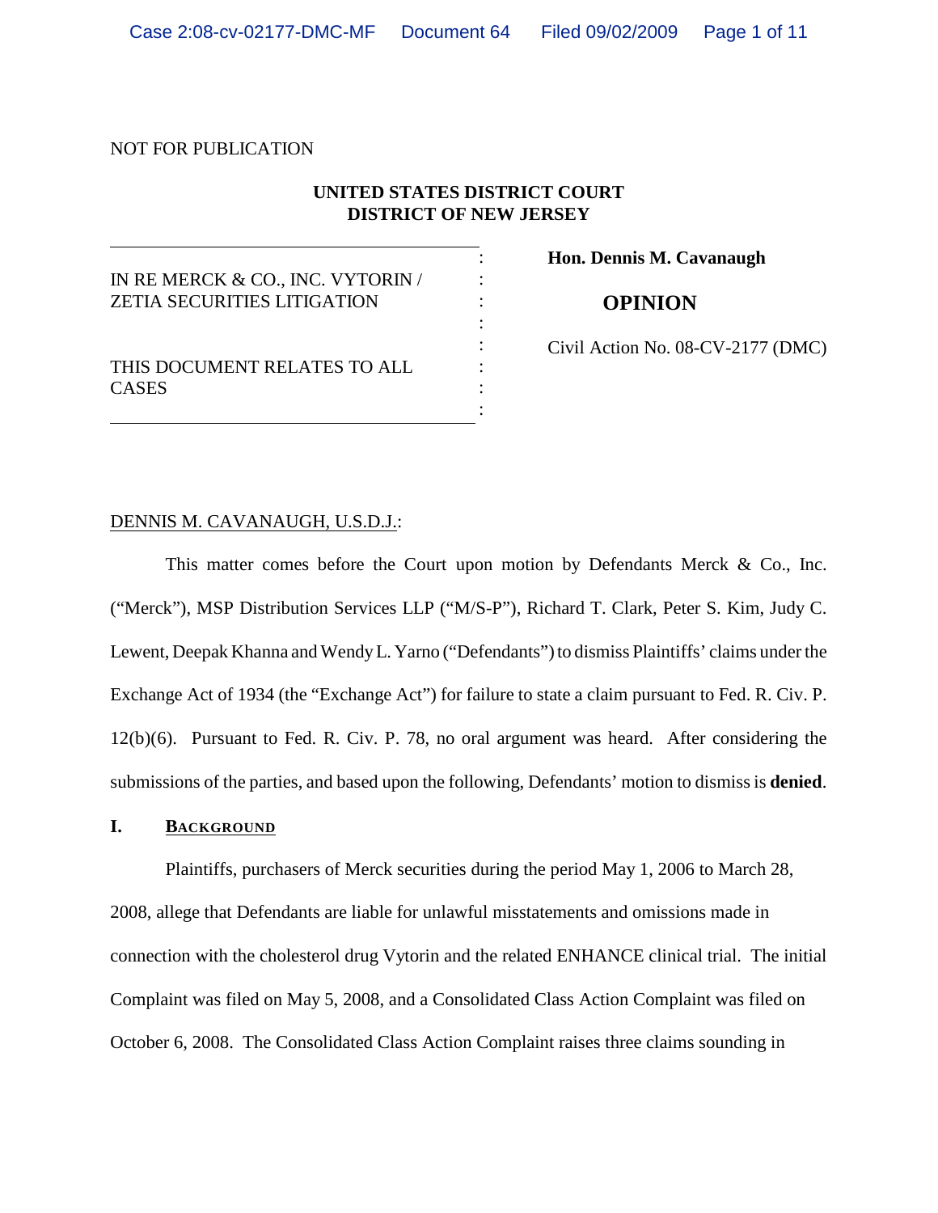NOT FOR PUBLICATION

**UNITED STATES DISTRICT COURT**
**DISTRICT OF NEW JERSEY**

| | |
|---|---|
| IN RE MERCK & CO., INC. VYTORIN / ZETIA SECURITIES LITIGATION<br><br>THIS DOCUMENT RELATES TO ALL CASES | **Hon. Dennis M. Cavanaugh**<br><br>**OPINION**<br><br>Civil Action No. 08-CV-2177 (DMC) |

DENNIS M. CAVANAUGH, U.S.D.J.:

This matter comes before the Court upon motion by Defendants Merck & Co., Inc. ("Merck"), MSP Distribution Services LLP ("M/S-P"), Richard T. Clark, Peter S. Kim, Judy C. Lewent, Deepak Khanna and Wendy L. Yarno ("Defendants") to dismiss Plaintiffs' claims under the Exchange Act of 1934 (the "Exchange Act") for failure to state a claim pursuant to Fed. R. Civ. P. 12(b)(6). Pursuant to Fed. R. Civ. P. 78, no oral argument was heard. After considering the submissions of the parties, and based upon the following, Defendants' motion to dismiss is **denied**.

## I. BACKGROUND

Plaintiffs, purchasers of Merck securities during the period May 1, 2006 to March 28, 2008, allege that Defendants are liable for unlawful misstatements and omissions made in connection with the cholesterol drug Vytorin and the related ENHANCE clinical trial. The initial Complaint was filed on May 5, 2008, and a Consolidated Class Action Complaint was filed on October 6, 2008. The Consolidated Class Action Complaint raises three claims sounding in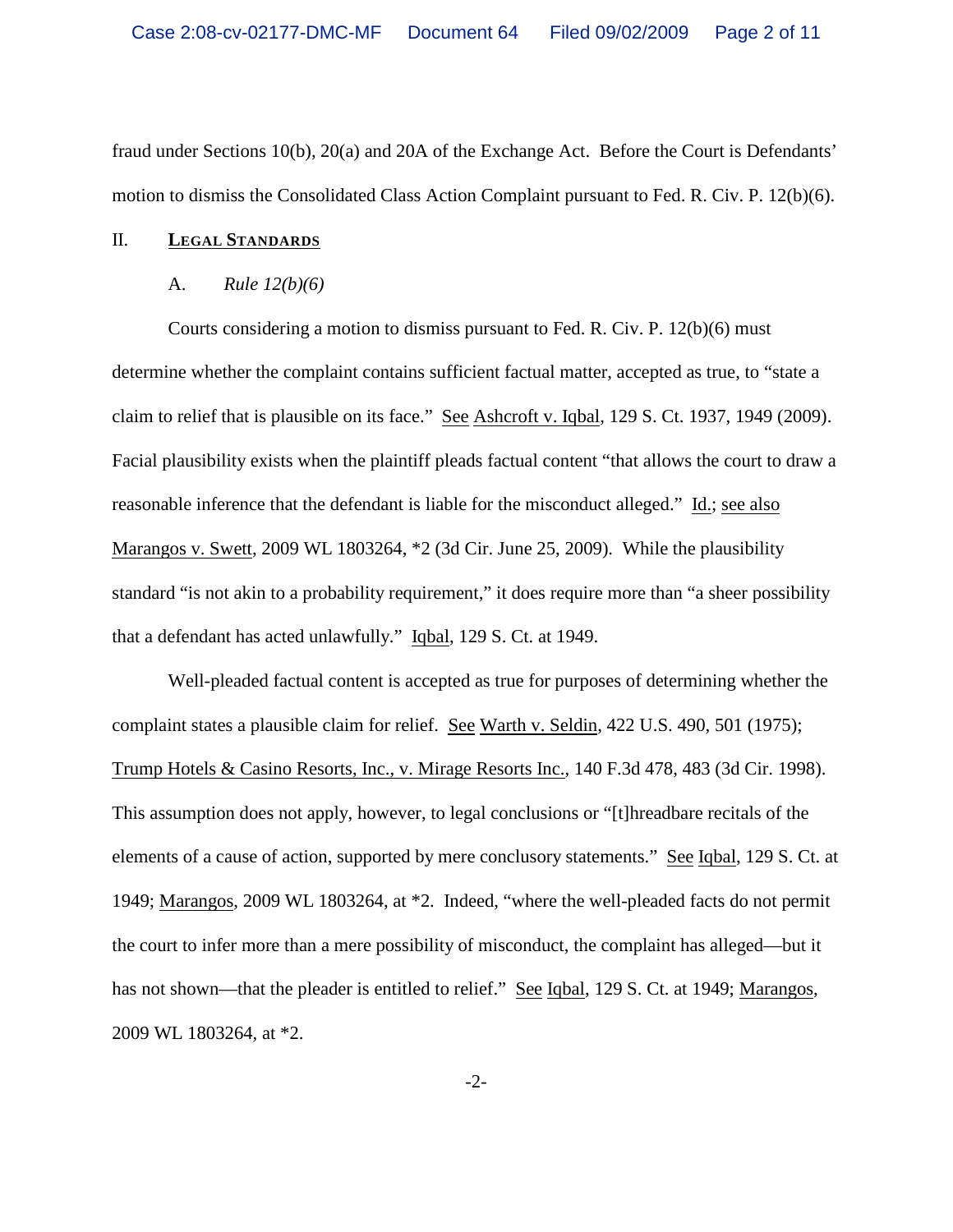fraud under Sections 10(b), 20(a) and 20A of the Exchange Act. Before the Court is Defendants' motion to dismiss the Consolidated Class Action Complaint pursuant to Fed. R. Civ. P. 12(b)(6).

## II. LEGAL STANDARDS

### A. *Rule 12(b)(6)*

Courts considering a motion to dismiss pursuant to Fed. R. Civ. P. 12(b)(6) must determine whether the complaint contains sufficient factual matter, accepted as true, to "state a claim to relief that is plausible on its face." See Ashcroft v. Iqbal, 129 S. Ct. 1937, 1949 (2009). Facial plausibility exists when the plaintiff pleads factual content "that allows the court to draw a reasonable inference that the defendant is liable for the misconduct alleged." Id.; see also Marangos v. Swett, 2009 WL 1803264, *2 (3d Cir. June 25, 2009). While the plausibility standard "is not akin to a probability requirement," it does require more than "a sheer possibility that a defendant has acted unlawfully." Iqbal, 129 S. Ct. at 1949.

Well-pleaded factual content is accepted as true for purposes of determining whether the complaint states a plausible claim for relief. See Warth v. Seldin, 422 U.S. 490, 501 (1975); Trump Hotels & Casino Resorts, Inc., v. Mirage Resorts Inc., 140 F.3d 478, 483 (3d Cir. 1998). This assumption does not apply, however, to legal conclusions or "[t]hreadbare recitals of the elements of a cause of action, supported by mere conclusory statements." See Iqbal, 129 S. Ct. at 1949; Marangos, 2009 WL 1803264, at *2. Indeed, "where the well-pleaded facts do not permit the court to infer more than a mere possibility of misconduct, the complaint has alleged—but it has not shown—that the pleader is entitled to relief." See Iqbal, 129 S. Ct. at 1949; Marangos, 2009 WL 1803264, at *2.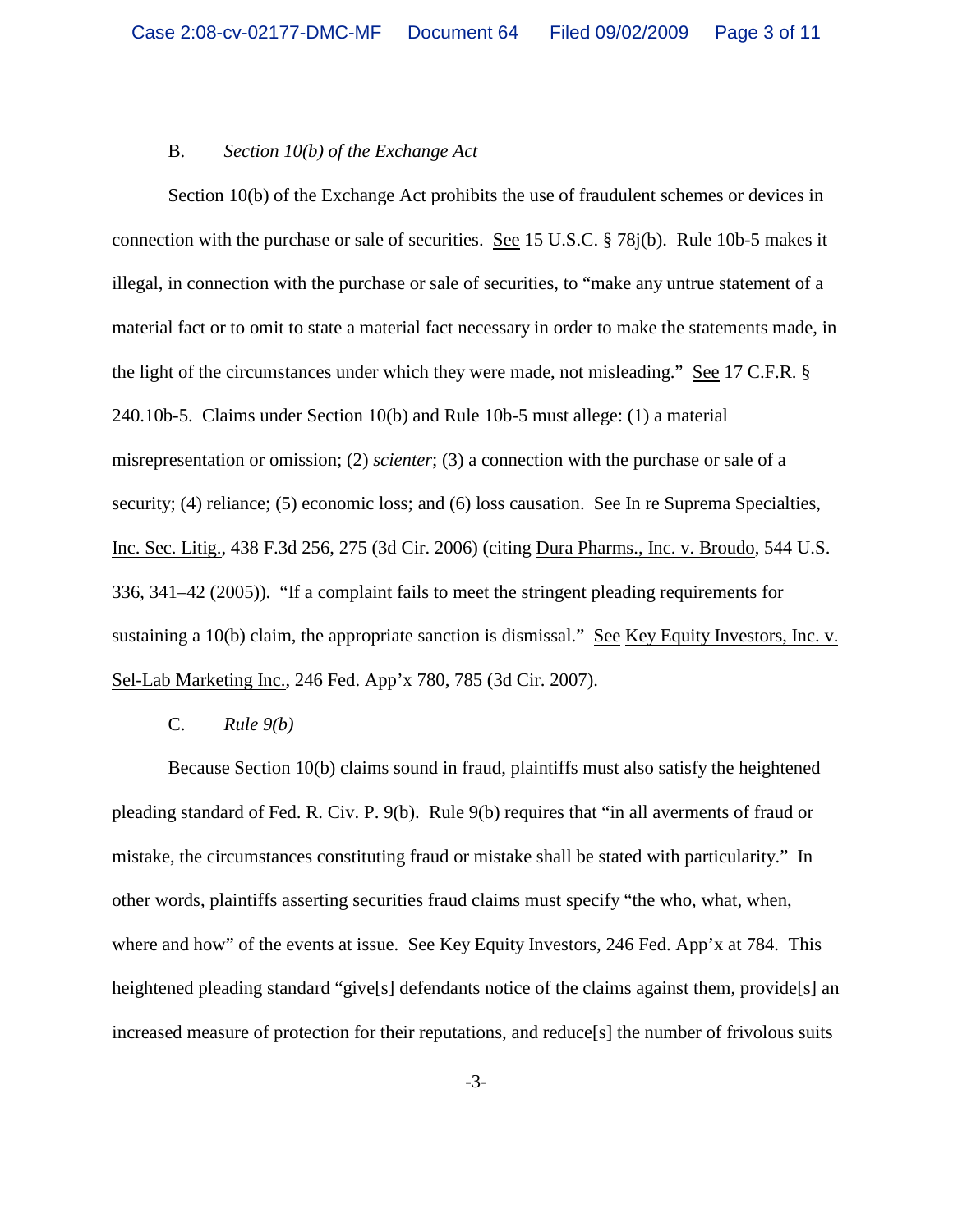B. *Section 10(b) of the Exchange Act*

Section 10(b) of the Exchange Act prohibits the use of fraudulent schemes or devices in connection with the purchase or sale of securities. See 15 U.S.C. § 78j(b). Rule 10b-5 makes it illegal, in connection with the purchase or sale of securities, to "make any untrue statement of a material fact or to omit to state a material fact necessary in order to make the statements made, in the light of the circumstances under which they were made, not misleading." See 17 C.F.R. § 240.10b-5. Claims under Section 10(b) and Rule 10b-5 must allege: (1) a material misrepresentation or omission; (2) *scienter*; (3) a connection with the purchase or sale of a security; (4) reliance; (5) economic loss; and (6) loss causation. See In re Suprema Specialties, Inc. Sec. Litig., 438 F.3d 256, 275 (3d Cir. 2006) (citing Dura Pharms., Inc. v. Broudo, 544 U.S. 336, 341–42 (2005)). "If a complaint fails to meet the stringent pleading requirements for sustaining a 10(b) claim, the appropriate sanction is dismissal." See Key Equity Investors, Inc. v. Sel-Lab Marketing Inc., 246 Fed. App'x 780, 785 (3d Cir. 2007).

C. *Rule 9(b)*

Because Section 10(b) claims sound in fraud, plaintiffs must also satisfy the heightened pleading standard of Fed. R. Civ. P. 9(b). Rule 9(b) requires that "in all averments of fraud or mistake, the circumstances constituting fraud or mistake shall be stated with particularity." In other words, plaintiffs asserting securities fraud claims must specify "the who, what, when, where and how" of the events at issue. See Key Equity Investors, 246 Fed. App'x at 784. This heightened pleading standard "give[s] defendants notice of the claims against them, provide[s] an increased measure of protection for their reputations, and reduce[s] the number of frivolous suits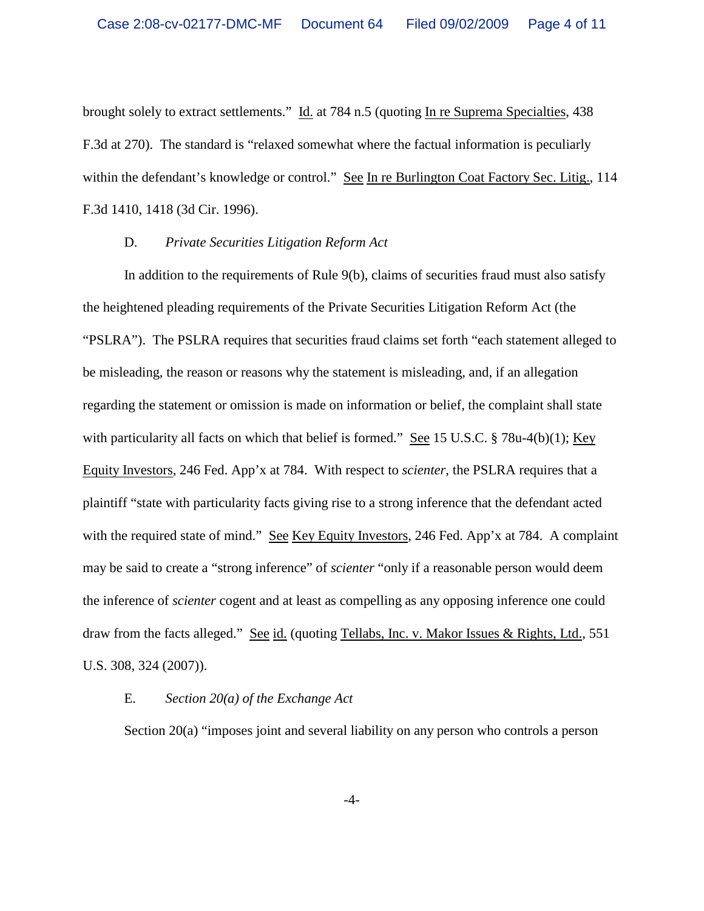brought solely to extract settlements." Id. at 784 n.5 (quoting In re Suprema Specialties, 438 F.3d at 270). The standard is "relaxed somewhat where the factual information is peculiarly within the defendant's knowledge or control." See In re Burlington Coat Factory Sec. Litig., 114 F.3d 1410, 1418 (3d Cir. 1996).

D. *Private Securities Litigation Reform Act*

In addition to the requirements of Rule 9(b), claims of securities fraud must also satisfy the heightened pleading requirements of the Private Securities Litigation Reform Act (the "PSLRA"). The PSLRA requires that securities fraud claims set forth "each statement alleged to be misleading, the reason or reasons why the statement is misleading, and, if an allegation regarding the statement or omission is made on information or belief, the complaint shall state with particularity all facts on which that belief is formed." See 15 U.S.C. § 78u-4(b)(1); Key Equity Investors, 246 Fed. App'x at 784. With respect to *scienter*, the PSLRA requires that a plaintiff "state with particularity facts giving rise to a strong inference that the defendant acted with the required state of mind." See Key Equity Investors, 246 Fed. App'x at 784. A complaint may be said to create a "strong inference" of *scienter* "only if a reasonable person would deem the inference of *scienter* cogent and at least as compelling as any opposing inference one could draw from the facts alleged." See id. (quoting Tellabs, Inc. v. Makor Issues & Rights, Ltd., 551 U.S. 308, 324 (2007)).

E. *Section 20(a) of the Exchange Act*

Section 20(a) "imposes joint and several liability on any person who controls a person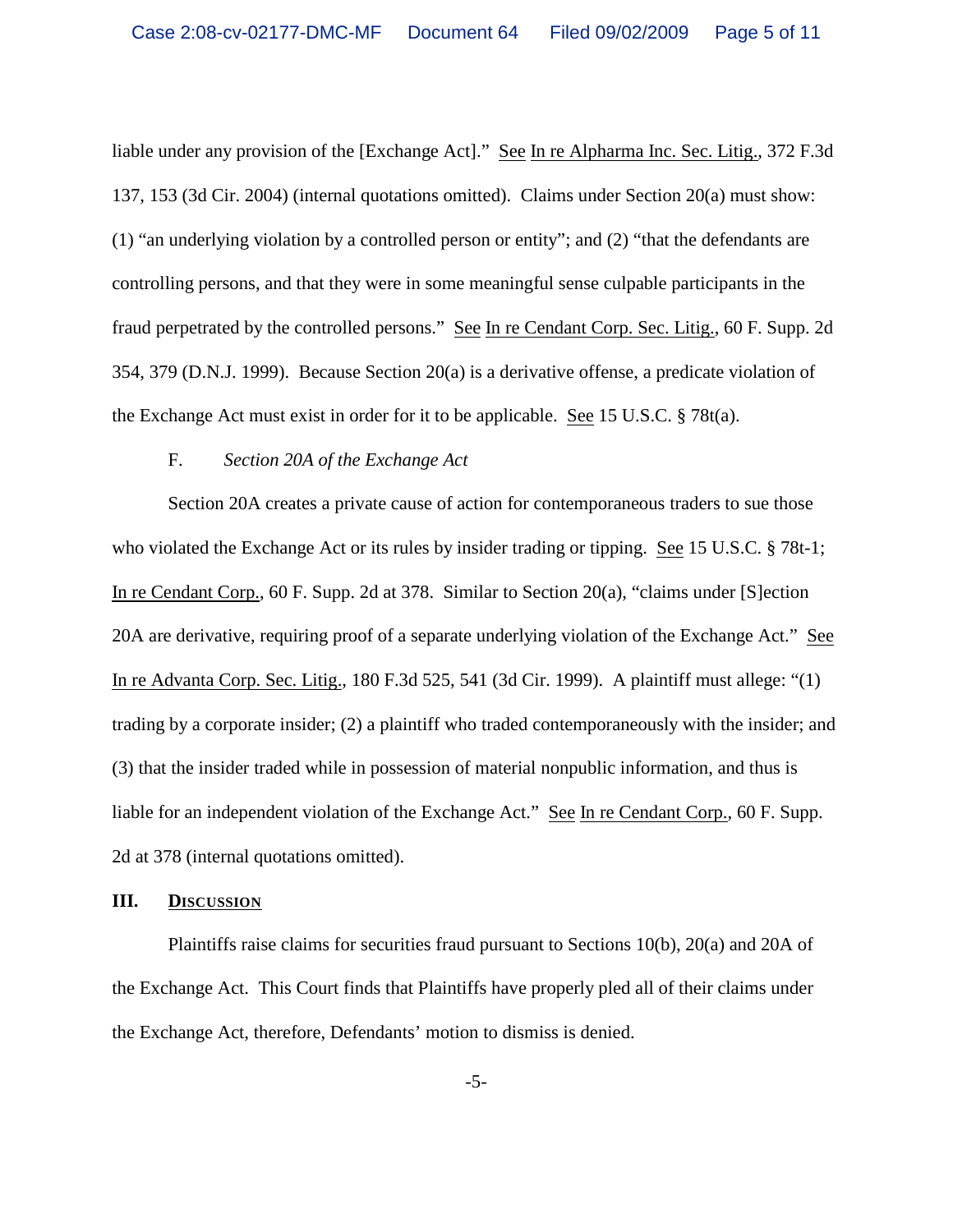liable under any provision of the [Exchange Act]." See In re Alpharma Inc. Sec. Litig., 372 F.3d 137, 153 (3d Cir. 2004) (internal quotations omitted). Claims under Section 20(a) must show: (1) "an underlying violation by a controlled person or entity"; and (2) "that the defendants are controlling persons, and that they were in some meaningful sense culpable participants in the fraud perpetrated by the controlled persons." See In re Cendant Corp. Sec. Litig., 60 F. Supp. 2d 354, 379 (D.N.J. 1999). Because Section 20(a) is a derivative offense, a predicate violation of the Exchange Act must exist in order for it to be applicable. See 15 U.S.C. § 78t(a).

### F. *Section 20A of the Exchange Act*

Section 20A creates a private cause of action for contemporaneous traders to sue those who violated the Exchange Act or its rules by insider trading or tipping. See 15 U.S.C. § 78t-1; In re Cendant Corp., 60 F. Supp. 2d at 378. Similar to Section 20(a), "claims under [S]ection 20A are derivative, requiring proof of a separate underlying violation of the Exchange Act." See In re Advanta Corp. Sec. Litig., 180 F.3d 525, 541 (3d Cir. 1999). A plaintiff must allege: "(1) trading by a corporate insider; (2) a plaintiff who traded contemporaneously with the insider; and (3) that the insider traded while in possession of material nonpublic information, and thus is liable for an independent violation of the Exchange Act." See In re Cendant Corp., 60 F. Supp. 2d at 378 (internal quotations omitted).

## III. DISCUSSION

Plaintiffs raise claims for securities fraud pursuant to Sections 10(b), 20(a) and 20A of the Exchange Act. This Court finds that Plaintiffs have properly pled all of their claims under the Exchange Act, therefore, Defendants' motion to dismiss is denied.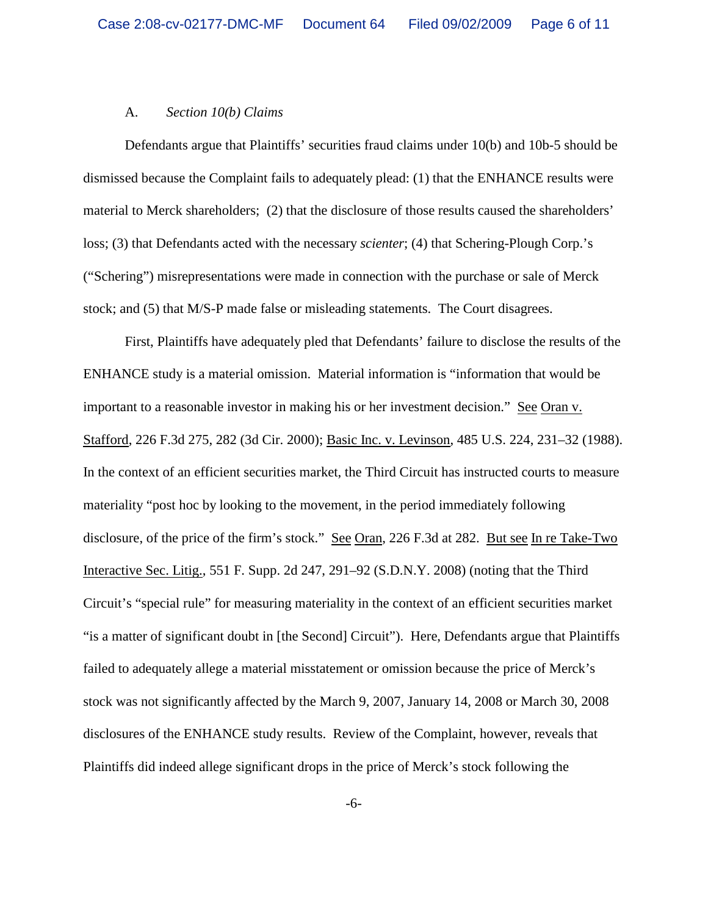A. *Section 10(b) Claims*

Defendants argue that Plaintiffs' securities fraud claims under 10(b) and 10b-5 should be dismissed because the Complaint fails to adequately plead: (1) that the ENHANCE results were material to Merck shareholders; (2) that the disclosure of those results caused the shareholders' loss; (3) that Defendants acted with the necessary *scienter*; (4) that Schering-Plough Corp.'s ("Schering") misrepresentations were made in connection with the purchase or sale of Merck stock; and (5) that M/S-P made false or misleading statements. The Court disagrees.

First, Plaintiffs have adequately pled that Defendants' failure to disclose the results of the ENHANCE study is a material omission. Material information is "information that would be important to a reasonable investor in making his or her investment decision." See Oran v. Stafford, 226 F.3d 275, 282 (3d Cir. 2000); Basic Inc. v. Levinson, 485 U.S. 224, 231–32 (1988). In the context of an efficient securities market, the Third Circuit has instructed courts to measure materiality "post hoc by looking to the movement, in the period immediately following disclosure, of the price of the firm's stock." See Oran, 226 F.3d at 282. But see In re Take-Two Interactive Sec. Litig., 551 F. Supp. 2d 247, 291–92 (S.D.N.Y. 2008) (noting that the Third Circuit's "special rule" for measuring materiality in the context of an efficient securities market "is a matter of significant doubt in [the Second] Circuit"). Here, Defendants argue that Plaintiffs failed to adequately allege a material misstatement or omission because the price of Merck's stock was not significantly affected by the March 9, 2007, January 14, 2008 or March 30, 2008 disclosures of the ENHANCE study results. Review of the Complaint, however, reveals that Plaintiffs did indeed allege significant drops in the price of Merck's stock following the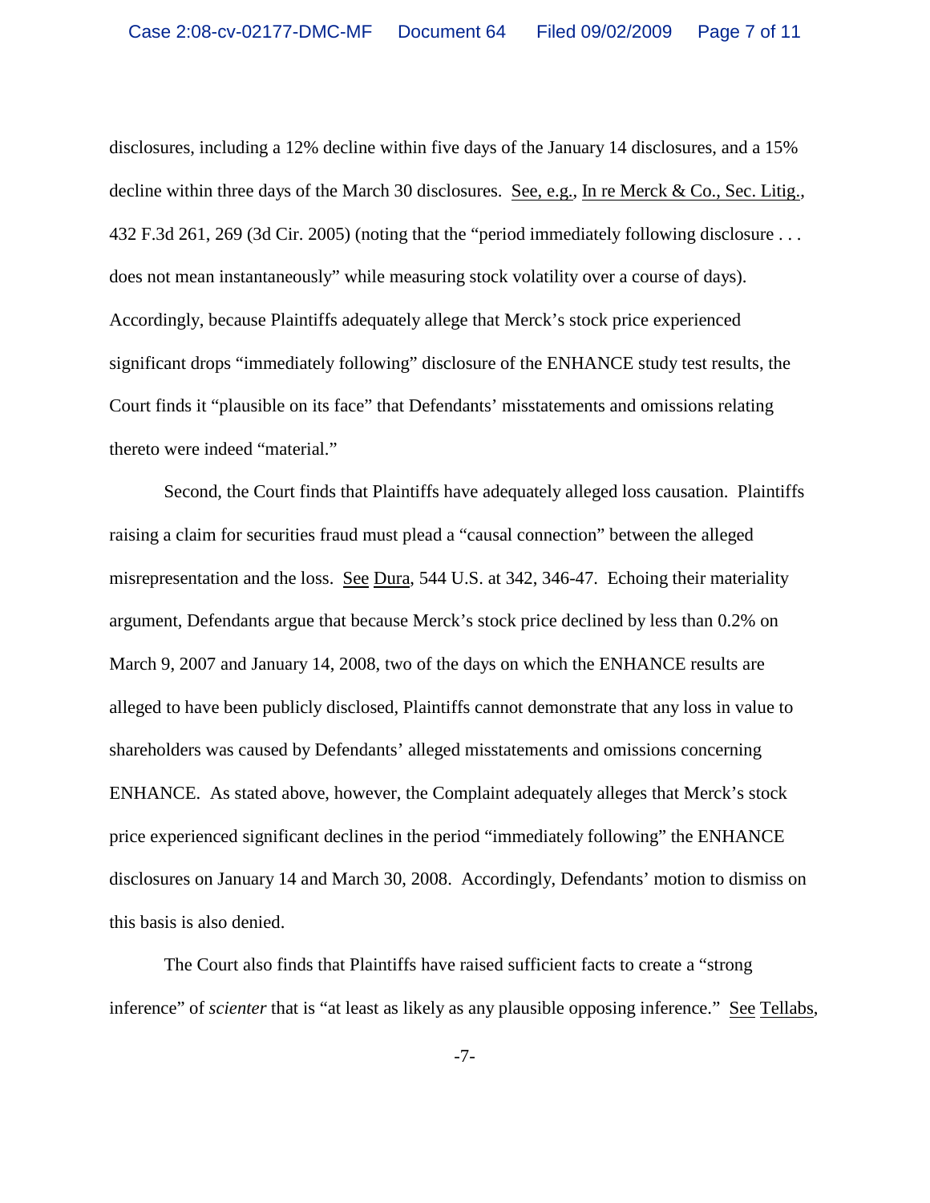disclosures, including a 12% decline within five days of the January 14 disclosures, and a 15% decline within three days of the March 30 disclosures. See, e.g., In re Merck & Co., Sec. Litig., 432 F.3d 261, 269 (3d Cir. 2005) (noting that the "period immediately following disclosure . . . does not mean instantaneously" while measuring stock volatility over a course of days). Accordingly, because Plaintiffs adequately allege that Merck's stock price experienced significant drops "immediately following" disclosure of the ENHANCE study test results, the Court finds it "plausible on its face" that Defendants' misstatements and omissions relating thereto were indeed "material."

Second, the Court finds that Plaintiffs have adequately alleged loss causation. Plaintiffs raising a claim for securities fraud must plead a "causal connection" between the alleged misrepresentation and the loss. See Dura, 544 U.S. at 342, 346-47. Echoing their materiality argument, Defendants argue that because Merck's stock price declined by less than 0.2% on March 9, 2007 and January 14, 2008, two of the days on which the ENHANCE results are alleged to have been publicly disclosed, Plaintiffs cannot demonstrate that any loss in value to shareholders was caused by Defendants' alleged misstatements and omissions concerning ENHANCE. As stated above, however, the Complaint adequately alleges that Merck's stock price experienced significant declines in the period "immediately following" the ENHANCE disclosures on January 14 and March 30, 2008. Accordingly, Defendants' motion to dismiss on this basis is also denied.

The Court also finds that Plaintiffs have raised sufficient facts to create a "strong inference" of *scienter* that is "at least as likely as any plausible opposing inference." See Tellabs,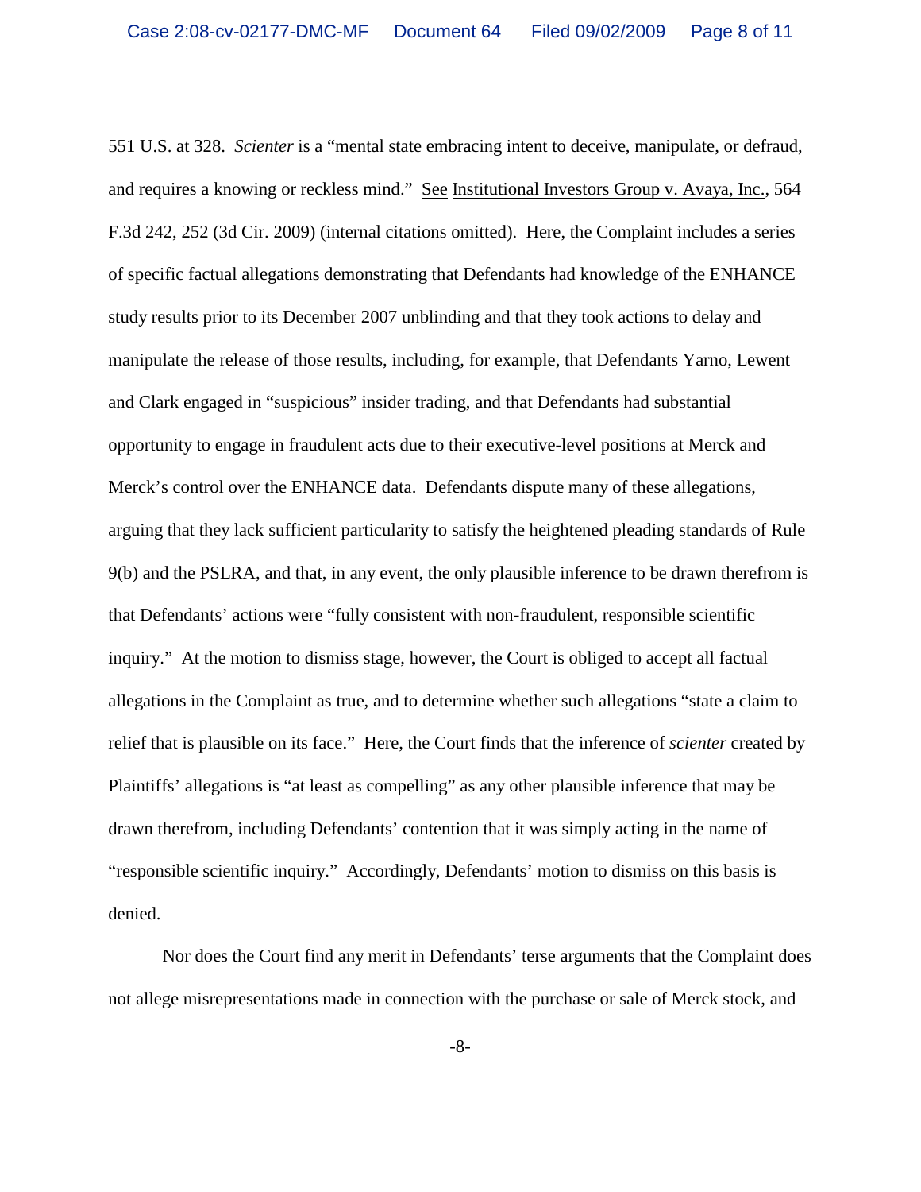551 U.S. at 328. *Scienter* is a "mental state embracing intent to deceive, manipulate, or defraud, and requires a knowing or reckless mind." See Institutional Investors Group v. Avaya, Inc., 564 F.3d 242, 252 (3d Cir. 2009) (internal citations omitted). Here, the Complaint includes a series of specific factual allegations demonstrating that Defendants had knowledge of the ENHANCE study results prior to its December 2007 unblinding and that they took actions to delay and manipulate the release of those results, including, for example, that Defendants Yarno, Lewent and Clark engaged in "suspicious" insider trading, and that Defendants had substantial opportunity to engage in fraudulent acts due to their executive-level positions at Merck and Merck's control over the ENHANCE data. Defendants dispute many of these allegations, arguing that they lack sufficient particularity to satisfy the heightened pleading standards of Rule 9(b) and the PSLRA, and that, in any event, the only plausible inference to be drawn therefrom is that Defendants' actions were "fully consistent with non-fraudulent, responsible scientific inquiry." At the motion to dismiss stage, however, the Court is obliged to accept all factual allegations in the Complaint as true, and to determine whether such allegations "state a claim to relief that is plausible on its face." Here, the Court finds that the inference of *scienter* created by Plaintiffs' allegations is "at least as compelling" as any other plausible inference that may be drawn therefrom, including Defendants' contention that it was simply acting in the name of "responsible scientific inquiry." Accordingly, Defendants' motion to dismiss on this basis is denied.

Nor does the Court find any merit in Defendants' terse arguments that the Complaint does not allege misrepresentations made in connection with the purchase or sale of Merck stock, and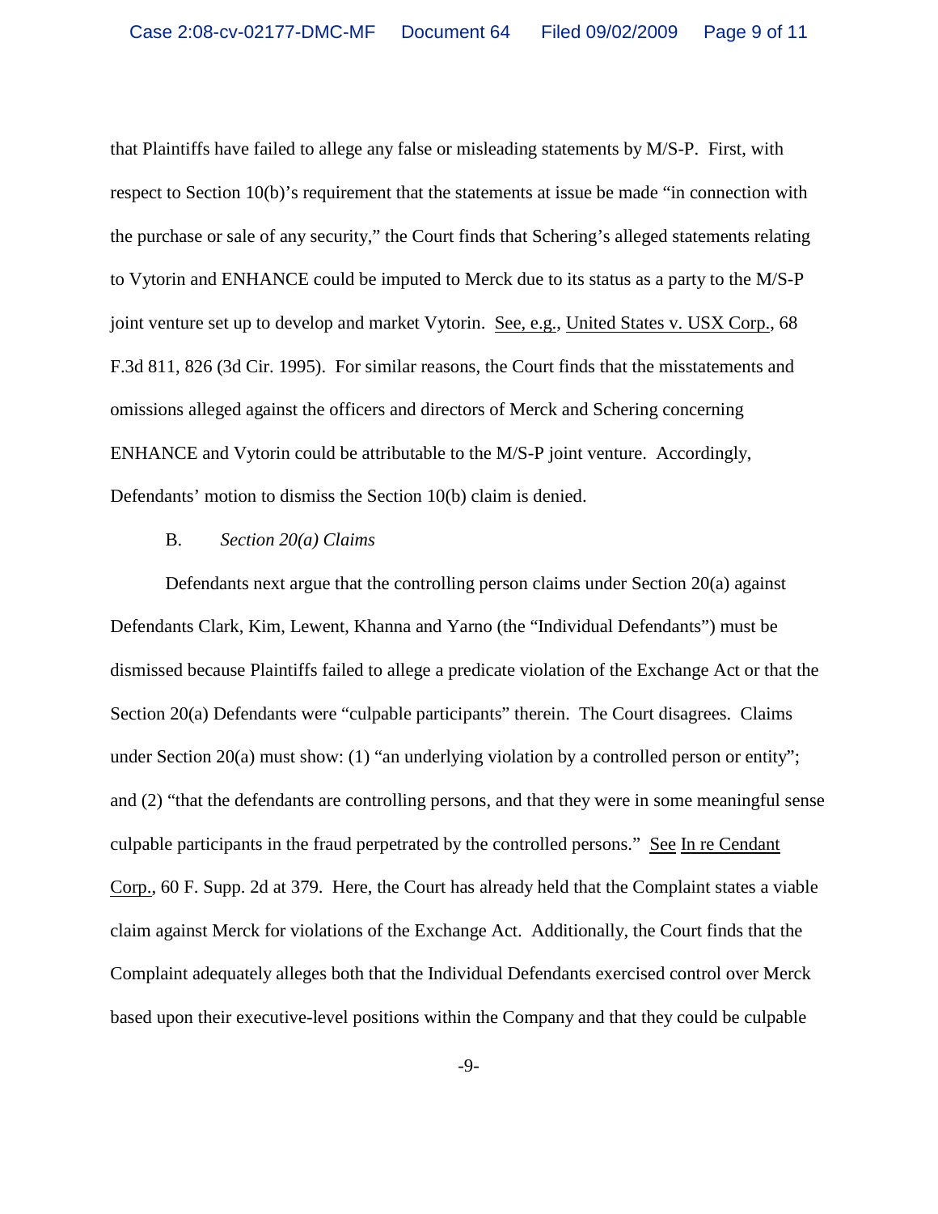that Plaintiffs have failed to allege any false or misleading statements by M/S-P. First, with respect to Section 10(b)'s requirement that the statements at issue be made "in connection with the purchase or sale of any security," the Court finds that Schering's alleged statements relating to Vytorin and ENHANCE could be imputed to Merck due to its status as a party to the M/S-P joint venture set up to develop and market Vytorin. See, e.g., United States v. USX Corp., 68 F.3d 811, 826 (3d Cir. 1995). For similar reasons, the Court finds that the misstatements and omissions alleged against the officers and directors of Merck and Schering concerning ENHANCE and Vytorin could be attributable to the M/S-P joint venture. Accordingly, Defendants' motion to dismiss the Section 10(b) claim is denied.

B. *Section 20(a) Claims*

Defendants next argue that the controlling person claims under Section 20(a) against Defendants Clark, Kim, Lewent, Khanna and Yarno (the "Individual Defendants") must be dismissed because Plaintiffs failed to allege a predicate violation of the Exchange Act or that the Section 20(a) Defendants were "culpable participants" therein. The Court disagrees. Claims under Section 20(a) must show: (1) "an underlying violation by a controlled person or entity"; and (2) "that the defendants are controlling persons, and that they were in some meaningful sense culpable participants in the fraud perpetrated by the controlled persons." See In re Cendant Corp., 60 F. Supp. 2d at 379. Here, the Court has already held that the Complaint states a viable claim against Merck for violations of the Exchange Act. Additionally, the Court finds that the Complaint adequately alleges both that the Individual Defendants exercised control over Merck based upon their executive-level positions within the Company and that they could be culpable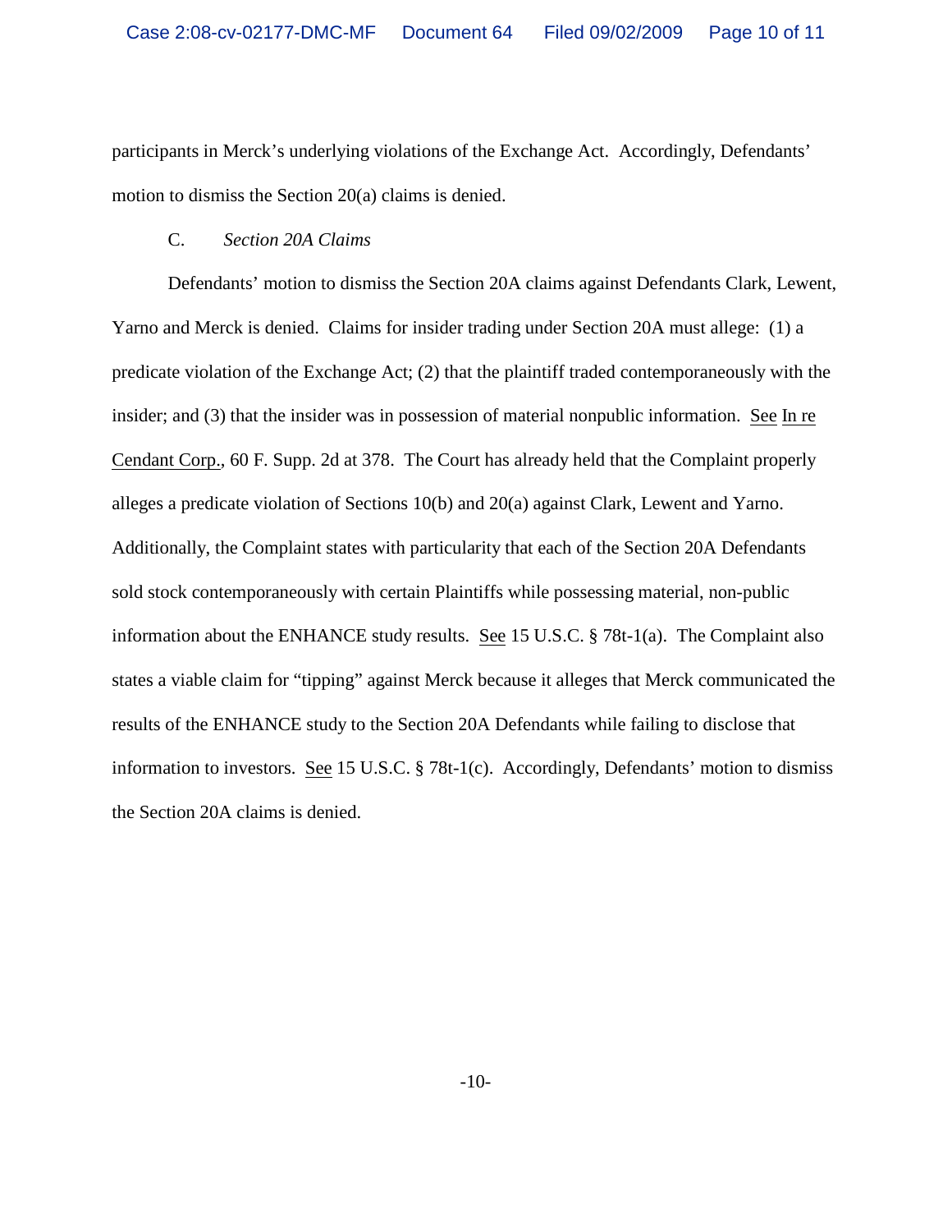participants in Merck's underlying violations of the Exchange Act. Accordingly, Defendants' motion to dismiss the Section 20(a) claims is denied.

C. *Section 20A Claims*

Defendants' motion to dismiss the Section 20A claims against Defendants Clark, Lewent, Yarno and Merck is denied. Claims for insider trading under Section 20A must allege: (1) a predicate violation of the Exchange Act; (2) that the plaintiff traded contemporaneously with the insider; and (3) that the insider was in possession of material nonpublic information. See In re Cendant Corp., 60 F. Supp. 2d at 378. The Court has already held that the Complaint properly alleges a predicate violation of Sections 10(b) and 20(a) against Clark, Lewent and Yarno. Additionally, the Complaint states with particularity that each of the Section 20A Defendants sold stock contemporaneously with certain Plaintiffs while possessing material, non-public information about the ENHANCE study results. See 15 U.S.C. § 78t-1(a). The Complaint also states a viable claim for "tipping" against Merck because it alleges that Merck communicated the results of the ENHANCE study to the Section 20A Defendants while failing to disclose that information to investors. See 15 U.S.C. § 78t-1(c). Accordingly, Defendants' motion to dismiss the Section 20A claims is denied.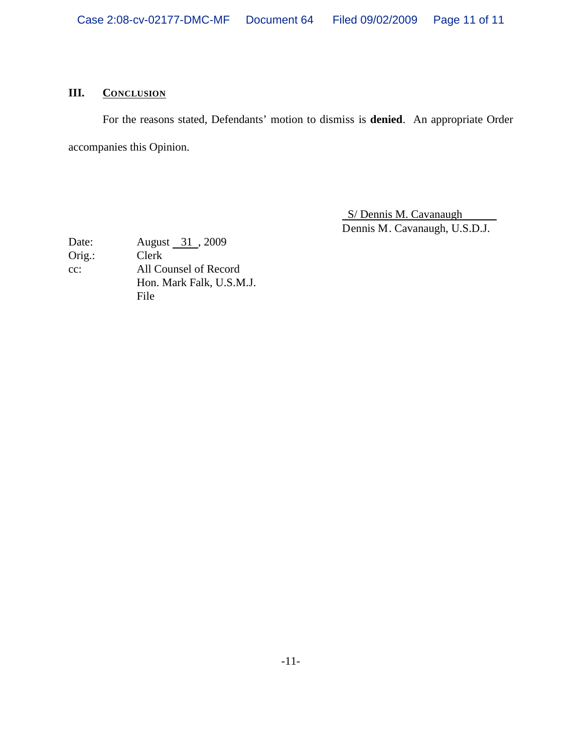## III. CONCLUSION

For the reasons stated, Defendants' motion to dismiss is **denied**. An appropriate Order accompanies this Opinion.

S/ Dennis M. Cavanaugh
Dennis M. Cavanaugh, U.S.D.J.

Date: August 31, 2009
Orig.: Clerk
cc: All Counsel of Record
Hon. Mark Falk, U.S.M.J.
File